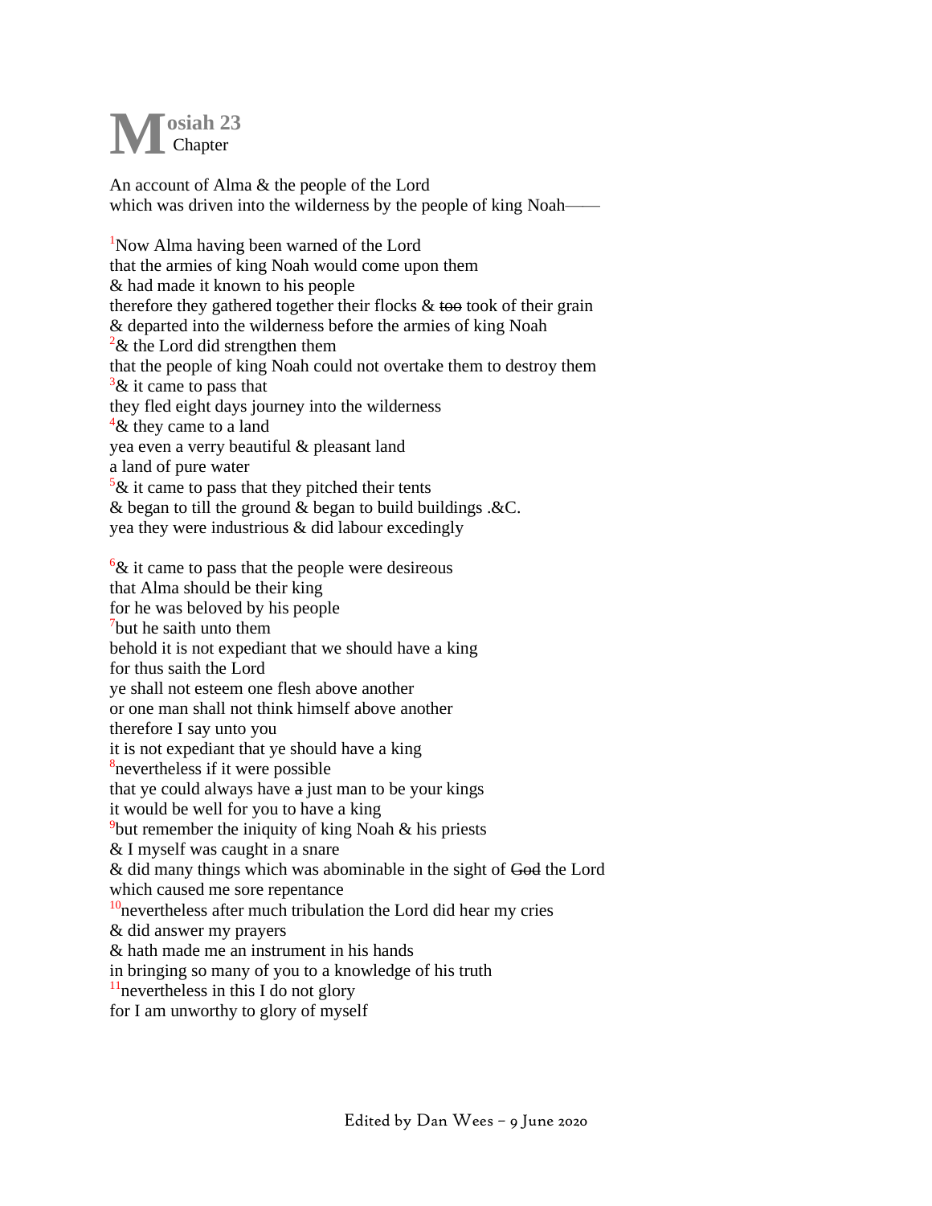# Mosiah 23
Chapter

An account of Alma & the people of the Lord
which was driven into the wilderness by the people of king Noah——

[1]Now Alma having been warned of the Lord
that the armies of king Noah would come upon them
& had made it known to his people
therefore they gathered together their flocks & ~~too~~ took of their grain
& departed into the wilderness before the armies of king Noah
[2]& the Lord did strengthen them
that the people of king Noah could not overtake them to destroy them
[3]& it came to pass that
they fled eight days journey into the wilderness
[4]& they came to a land
yea even a verry beautiful & pleasant land
a land of pure water
[5]& it came to pass that they pitched their tents
& began to till the ground & began to build buildings .&C.
yea they were industrious & did labour excedingly

[6]& it came to pass that the people were desireous
that Alma should be their king
for he was beloved by his people
[7]but he saith unto them
behold it is not expediant that we should have a king
for thus saith the Lord
ye shall not esteem one flesh above another
or one man shall not think himself above another
therefore I say unto you
it is not expediant that ye should have a king
[8]nevertheless if it were possible
that ye could always have ~~a~~ just man to be your kings
it would be well for you to have a king
[9]but remember the iniquity of king Noah & his priests
& I myself was caught in a snare
& did many things which was abominable in the sight of ~~God~~ the Lord
which caused me sore repentance
[10]nevertheless after much tribulation the Lord did hear my cries
& did answer my prayers
& hath made me an instrument in his hands
in bringing so many of you to a knowledge of his truth
[11]nevertheless in this I do not glory
for I am unworthy to glory of myself

Edited by Dan Wees – 9 June 2020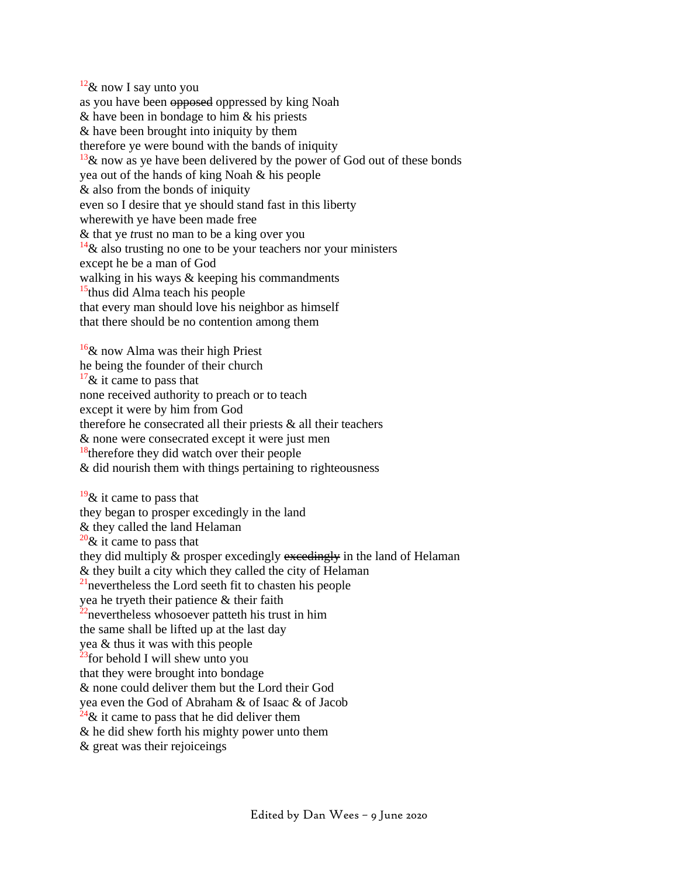[12]& now I say unto you
as you have been ~~opposed~~ oppressed by king Noah
& have been in bondage to him & his priests
& have been brought into iniquity by them
therefore ye were bound with the bands of iniquity
[13]& now as ye have been delivered by the power of God out of these bonds
yea out of the hands of king Noah & his people
& also from the bonds of iniquity
even so I desire that ye should stand fast in this liberty
wherewith ye have been made free
& that ye *t*rust no man to be a king over you
[14]& also trusting no one to be your teachers nor your ministers
except he be a man of God
walking in his ways & keeping his commandments
[15]thus did Alma teach his people
that every man should love his neighbor as himself
that there should be no contention among them

[16]& now Alma was their high Priest
he being the founder of their church
[17]& it came to pass that
none received authority to preach or to teach
except it were by him from God
therefore he consecrated all their priests & all their teachers
& none were consecrated except it were just men
[18]therefore they did watch over their people
& did nourish them with things pertaining to righteousness

[19]& it came to pass that
they began to prosper excedingly in the land
& they called the land Helaman
[20]& it came to pass that
they did multiply & prosper excedingly ~~excedingly~~ in the land of Helaman
& they built a city which they called the city of Helaman
[21]nevertheless the Lord seeth fit to chasten his people
yea he tryeth their patience & their faith
[22]nevertheless whosoever patteth his trust in him
the same shall be lifted up at the last day
yea & thus it was with this people
[23]for behold I will shew unto you
that they were brought into bondage
& none could deliver them but the Lord their God
yea even the God of Abraham & of Isaac & of Jacob
[24]& it came to pass that he did deliver them
& he did shew forth his mighty power unto them
& great was their rejoiceings

Edited by Dan Wees – 9 June 2020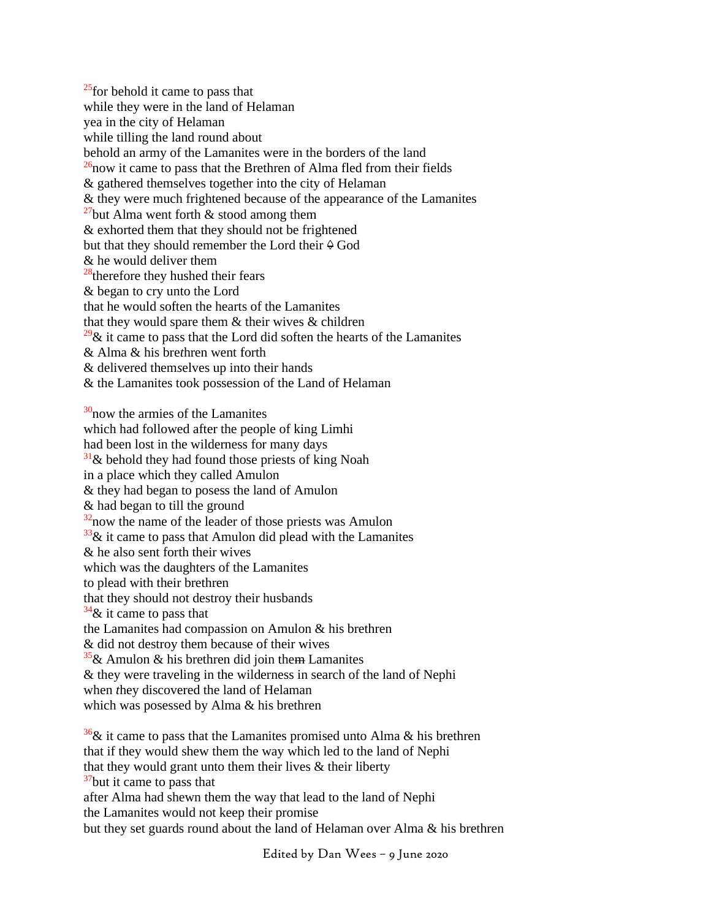[25]for behold it came to pass that
while they were in the land of Helaman
yea in the city of Helaman
while tilling the land round about
behold an army of the Lamanites were in the borders of the land
[26]now it came to pass that the Brethren of Alma fled from their fields
& gathered themselves together into the city of Helaman
& they were much frightened because of the appearance of the Lamanites
[27]but Alma went forth & stood among them
& exhorted them that they should not be frightened
but that they should remember the Lord their God
& he would deliver them
[28]therefore they hushed their fears
& began to cry unto the Lord
that he would soften the hearts of the Lamanites
that they would spare them & their wives & children
[29]& it came to pass that the Lord did soften the hearts of the Lamanites
& Alma & his bre*t*hren went forth
& delivered them*s*elves up into their hands
& the Lamanites took possession of the Land of Helaman

[30]now the armies of the Lamanites
which had followed after the people of king Limhi
had been lost in the wilderness for many days
[31]& behold they had found those priests of king Noah
in a place which they called Amulon
& they had began to posess the land of Amulon
& had began to till the ground
[32]now the name of the leader of those priests was Amulon
[33]& it came to pass that Amulon did plead with the Lamanites
& he also sent forth their wives
which was the daughters of the Lamanites
to plead with their brethren
that they should not destroy their husbands
[34]& it came to pass that
the Lamanites had compassion on Amulon & his brethren
& did not destroy them because of their wives
[35]& Amulon & his brethren did join the~~m~~ Lamanites
& they were traveling in the wilderness in search of the land of Nephi
when *t*hey discovered the land of Helaman
which was posessed by Alma & his brethren

[36]& it came to pass that the Lamanites promised unto Alma & his brethren
that if they would shew them the way which led to the land of Nephi
that they would grant unto them their lives & their liberty
[37]but it came to pass that
after Alma had shewn them the way that lead to the land of Nephi
the Lamanites would not keep their promise
but they set guards round about the land of Helaman over Alma & his brethren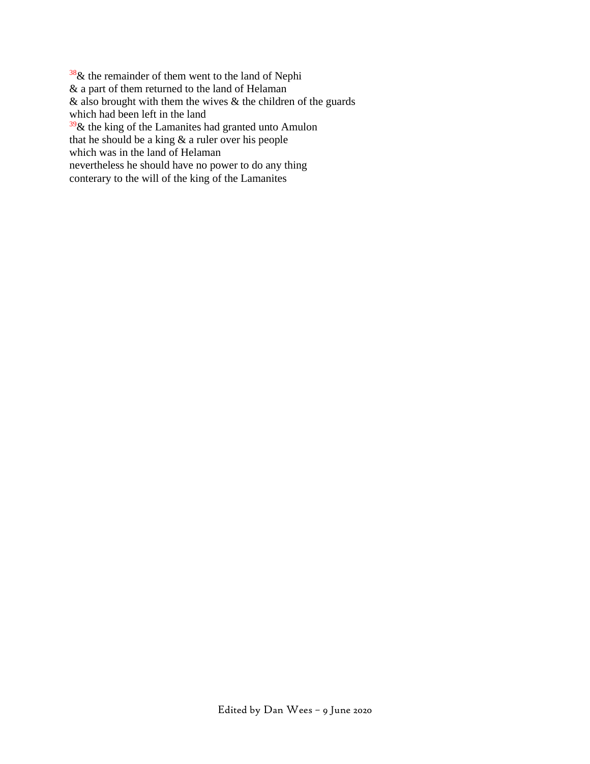[38]& the remainder of them went to the land of Nephi
& a part of them returned to the land of Helaman
& also brought with them the wives & the children of the guards
which had been left in the land
[39]& the king of the Lamanites had granted unto Amulon
that he should be a king & a ruler over his people
which was in the land of Helaman
nevertheless he should have no power to do any thing
conterary to the will of the king of the Lamanites

Edited by Dan Wees – 9 June 2020